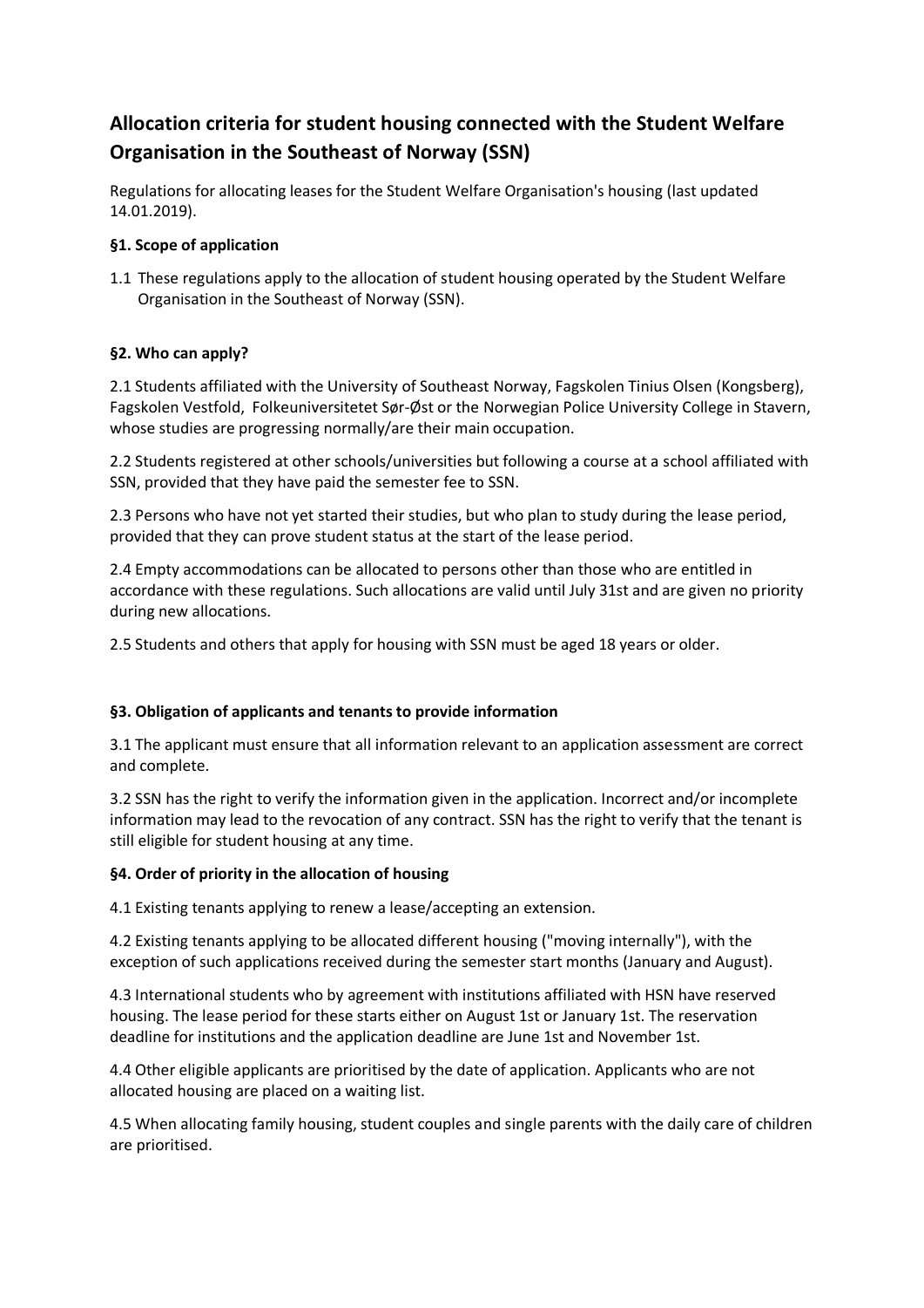# Allocation criteria for student housing connected with the Student Welfare Organisation in the Southeast of Norway (SSN)

Regulations for allocating leases for the Student Welfare Organisation's housing (last updated 14.01.2019).

### §1. Scope of application

1.1 These regulations apply to the allocation of student housing operated by the Student Welfare Organisation in the Southeast of Norway (SSN).

### §2. Who can apply?

2.1 Students affiliated with the University of Southeast Norway, Fagskolen Tinius Olsen (Kongsberg), Fagskolen Vestfold, Folkeuniversitetet Sør-Øst or the Norwegian Police University College in Stavern, whose studies are progressing normally/are their main occupation.

2.2 Students registered at other schools/universities but following a course at a school affiliated with SSN, provided that they have paid the semester fee to SSN.

2.3 Persons who have not yet started their studies, but who plan to study during the lease period, provided that they can prove student status at the start of the lease period.

2.4 Empty accommodations can be allocated to persons other than those who are entitled in accordance with these regulations. Such allocations are valid until July 31st and are given no priority during new allocations.

2.5 Students and others that apply for housing with SSN must be aged 18 years or older.

### §3. Obligation of applicants and tenants to provide information

3.1 The applicant must ensure that all information relevant to an application assessment are correct and complete.

3.2 SSN has the right to verify the information given in the application. Incorrect and/or incomplete information may lead to the revocation of any contract. SSN has the right to verify that the tenant is still eligible for student housing at any time.

### §4. Order of priority in the allocation of housing

4.1 Existing tenants applying to renew a lease/accepting an extension.

4.2 Existing tenants applying to be allocated different housing ("moving internally"), with the exception of such applications received during the semester start months (January and August).

4.3 International students who by agreement with institutions affiliated with HSN have reserved housing. The lease period for these starts either on August 1st or January 1st. The reservation deadline for institutions and the application deadline are June 1st and November 1st.

4.4 Other eligible applicants are prioritised by the date of application. Applicants who are not allocated housing are placed on a waiting list.

4.5 When allocating family housing, student couples and single parents with the daily care of children are prioritised.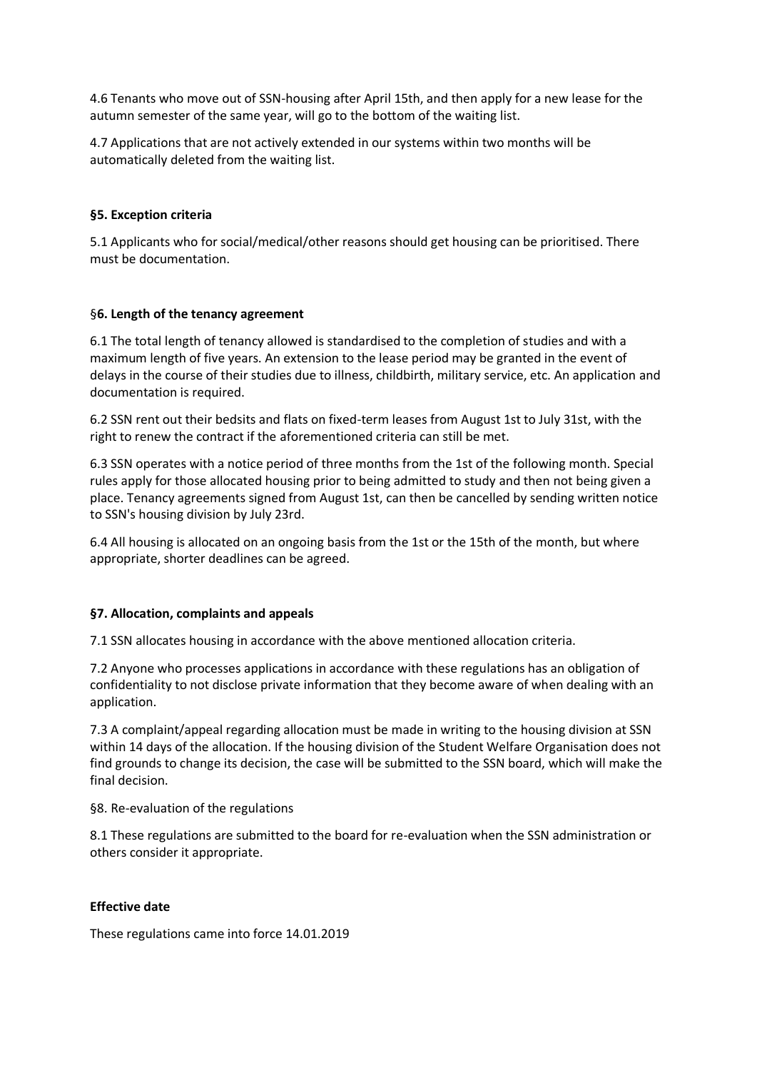4.6 Tenants who move out of SSN-housing after April 15th, and then apply for a new lease for the autumn semester of the same year, will go to the bottom of the waiting list.

4.7 Applications that are not actively extended in our systems within two months will be automatically deleted from the waiting list.

**§5. Exception criteria**

5.1 Applicants who for social/medical/other reasons should get housing can be prioritised. There must be documentation.

§**6. Length of the tenancy agreement**

6.1 The total length of tenancy allowed is standardised to the completion of studies and with a maximum length of five years. An extension to the lease period may be granted in the event of delays in the course of their studies due to illness, childbirth, military service, etc. An application and documentation is required.

6.2 SSN rent out their bedsits and flats on fixed-term leases from August 1st to July 31st, with the right to renew the contract if the aforementioned criteria can still be met.

6.3 SSN operates with a notice period of three months from the 1st of the following month. Special rules apply for those allocated housing prior to being admitted to study and then not being given a place. Tenancy agreements signed from August 1st, can then be cancelled by sending written notice to SSN's housing division by July 23rd.

6.4 All housing is allocated on an ongoing basis from the 1st or the 15th of the month, but where appropriate, shorter deadlines can be agreed.

**§7. Allocation, complaints and appeals**

7.1 SSN allocates housing in accordance with the above mentioned allocation criteria.

7.2 Anyone who processes applications in accordance with these regulations has an obligation of confidentiality to not disclose private information that they become aware of when dealing with an application.

7.3 A complaint/appeal regarding allocation must be made in writing to the housing division at SSN within 14 days of the allocation. If the housing division of the Student Welfare Organisation does not find grounds to change its decision, the case will be submitted to the SSN board, which will make the final decision.

§8. Re-evaluation of the regulations

8.1 These regulations are submitted to the board for re-evaluation when the SSN administration or others consider it appropriate.

**Effective date**

These regulations came into force 14.01.2019